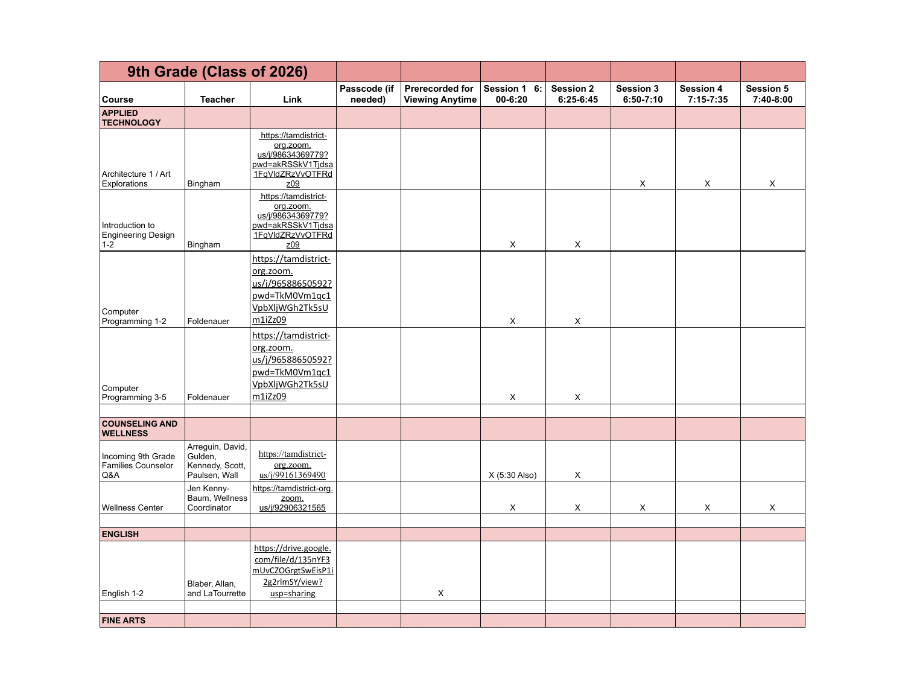| 9th Grade (Class of 2026) | | | | | | | | | |
|---|---|---|---|---|---|---|---|---|---|
| **Course** | **Teacher** | **Link** | **Passcode (if needed)** | **Prerecorded for Viewing Anytime** | **Session 1 6:00-6:20** | **Session 2 6:25-6:45** | **Session 3 6:50-7:10** | **Session 4 7:15-7:35** | **Session 5 7:40-8:00** |
| **APPLIED TECHNOLOGY** | | | | | | | | | |
| Architecture 1 / Art Explorations | Bingham | https://tamdistrict-org.zoom.us/j/98634369779?pwd=akRSSkV1Tjdsa1FqVldZRzVvOTFRdz09 | | | | | X | X | X |
| Introduction to Engineering Design 1-2 | Bingham | https://tamdistrict-org.zoom.us/j/98634369779?pwd=akRSSkV1Tjdsa1FqVldZRzVvOTFRdz09 | | | X | X | | | |
| Computer Programming 1-2 | Foldenauer | https://tamdistrict-org.zoom.us/j/96588650592?pwd=TkM0Vm1qc1VpbXljWGh2Tk5sUm1iZz09 | | | X | X | | | |
| Computer Programming 3-5 | Foldenauer | https://tamdistrict-org.zoom.us/j/96588650592?pwd=TkM0Vm1qc1VpbXljWGh2Tk5sUm1iZz09 | | | X | X | | | |
| | | | | | | | | | |
| **COUNSELING AND WELLNESS** | | | | | | | | | |
| Incoming 9th Grade Families Counselor Q&A | Arreguin, David, Gulden, Kennedy, Scott, Paulsen, Wall | https://tamdistrict-org.zoom.us/j/99161369490 | | | X (5:30 Also) | X | | | |
| Wellness Center | Jen Kenny-Baum, Wellness Coordinator | https://tamdistrict-org.zoom.us/j/92906321565 | | | X | X | X | X | X |
| | | | | | | | | | |
| **ENGLISH** | | | | | | | | | |
| English 1-2 | Blaber, Allan, and LaTourrette | https://drive.google.com/file/d/135nYF3mUvCZOGrgtSwEisP1i2g2rlmSY/view?usp=sharing | | X | | | | | |
| | | | | | | | | | |
| **FINE ARTS** | | | | | | | | | |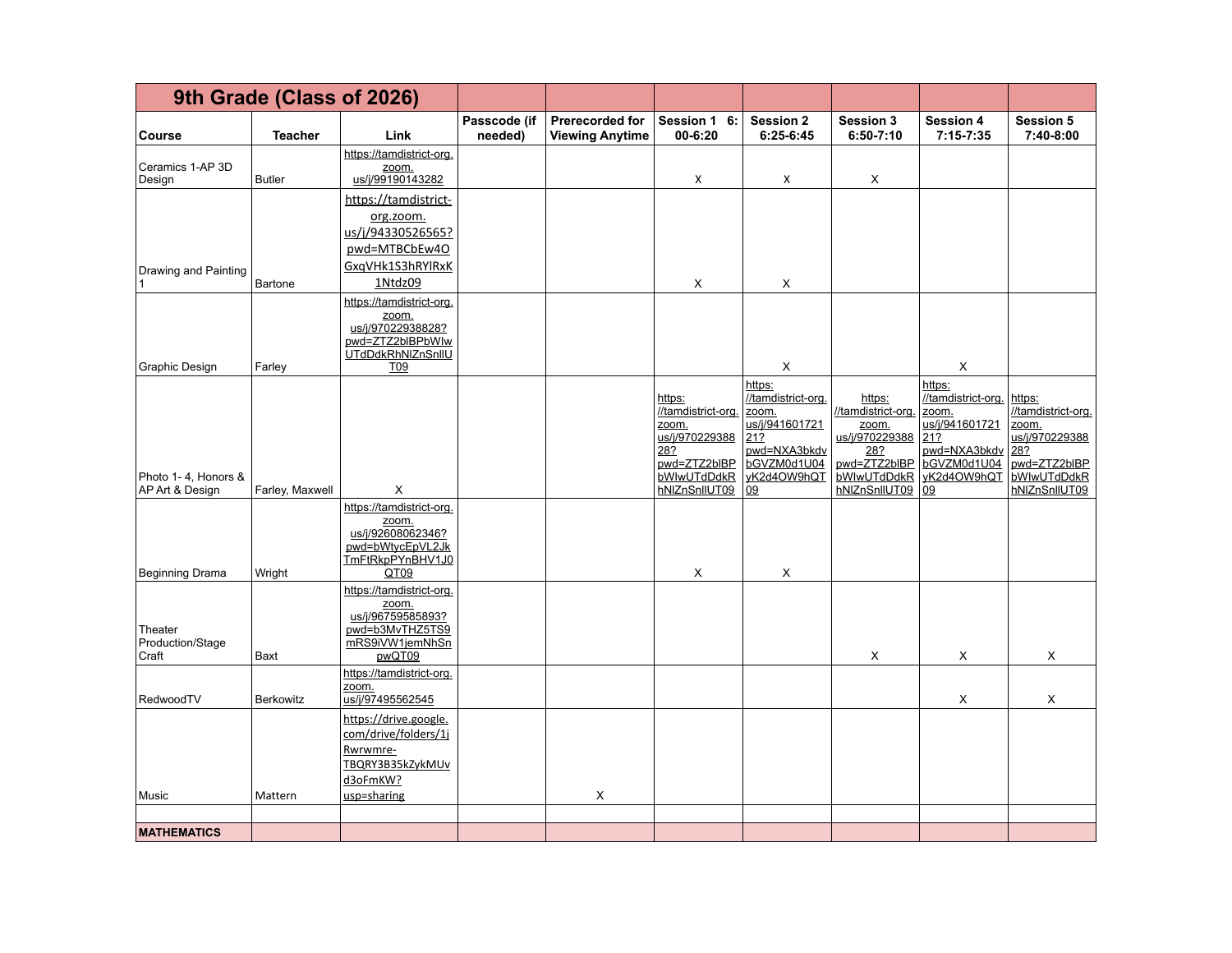| 9th Grade (Class of 2026) | | | | | | | | | |
|---|---|---|---|---|---|---|---|---|---|
| Course | Teacher | Link | Passcode (if needed) | Prerecorded for Viewing Anytime | Session 1 6:00-6:20 | Session 2 6:25-6:45 | Session 3 6:50-7:10 | Session 4 7:15-7:35 | Session 5 7:40-8:00 |
| Ceramics 1-AP 3D Design | Butler | https://tamdistrict-org.zoom.us/j/99190143282 | | | X | X | X | | |
| Drawing and Painting 1 | Bartone | https://tamdistrict-org.zoom.us/j/94330526565?pwd=MTBCbEw4OGxqVHk1S3hRYlRxK1Ntdz09 | | | X | X | | | |
| Graphic Design | Farley | https://tamdistrict-org.zoom.us/j/97022938828?pwd=ZTZ2blBPbWlwUTdDdkRhNlZnSnllUT09 | | | | X | | X | |
| Photo 1- 4, Honors & AP Art & Design | Farley, Maxwell | X | | | https://tamdistrict-org.zoom.us/j/97022938828?pwd=ZTZ2blBPbWlwUTdDdkRhNlZnSnllUT09 | https://tamdistrict-org.zoom.us/j/94160172121?pwd=NXA3bkdvbGVZM0d1U04yK2d4OW9hQT09 | https://tamdistrict-org.zoom.us/j/97022938828?pwd=ZTZ2blBPbWlwUTdDdkRhNlZnSnllUT09 | https://tamdistrict-org.zoom.us/j/94160172121?pwd=NXA3bkdvbGVZM0d1U04yK2d4OW9hQT09 | https://tamdistrict-org.zoom.us/j/97022938828?pwd=ZTZ2blBPbWlwUTdDdkRhNlZnSnllUT09 |
| Beginning Drama | Wright | https://tamdistrict-org.zoom.us/j/92608062346?pwd=bWtycEpVL2JkTmFtRkpPYnBHV1J0QT09 | | | X | X | | | |
| Theater Production/Stage Craft | Baxt | https://tamdistrict-org.zoom.us/j/96759585893?pwd=b3MvTHZ5TS9mRS9iVW1jemNhSnpwQT09 | | | | | X | X | X |
| RedwoodTV | Berkowitz | https://tamdistrict-org.zoom.us/j/97495562545 | | | | | | X | X |
| Music | Mattern | https://drive.google.com/drive/folders/1jRwrwmre-TBQRY3B35kZykMUvd3oFmKW?usp=sharing | | X | | | | | |
| | | | | | | | | | |
| **MATHEMATICS** | | | | | | | | | |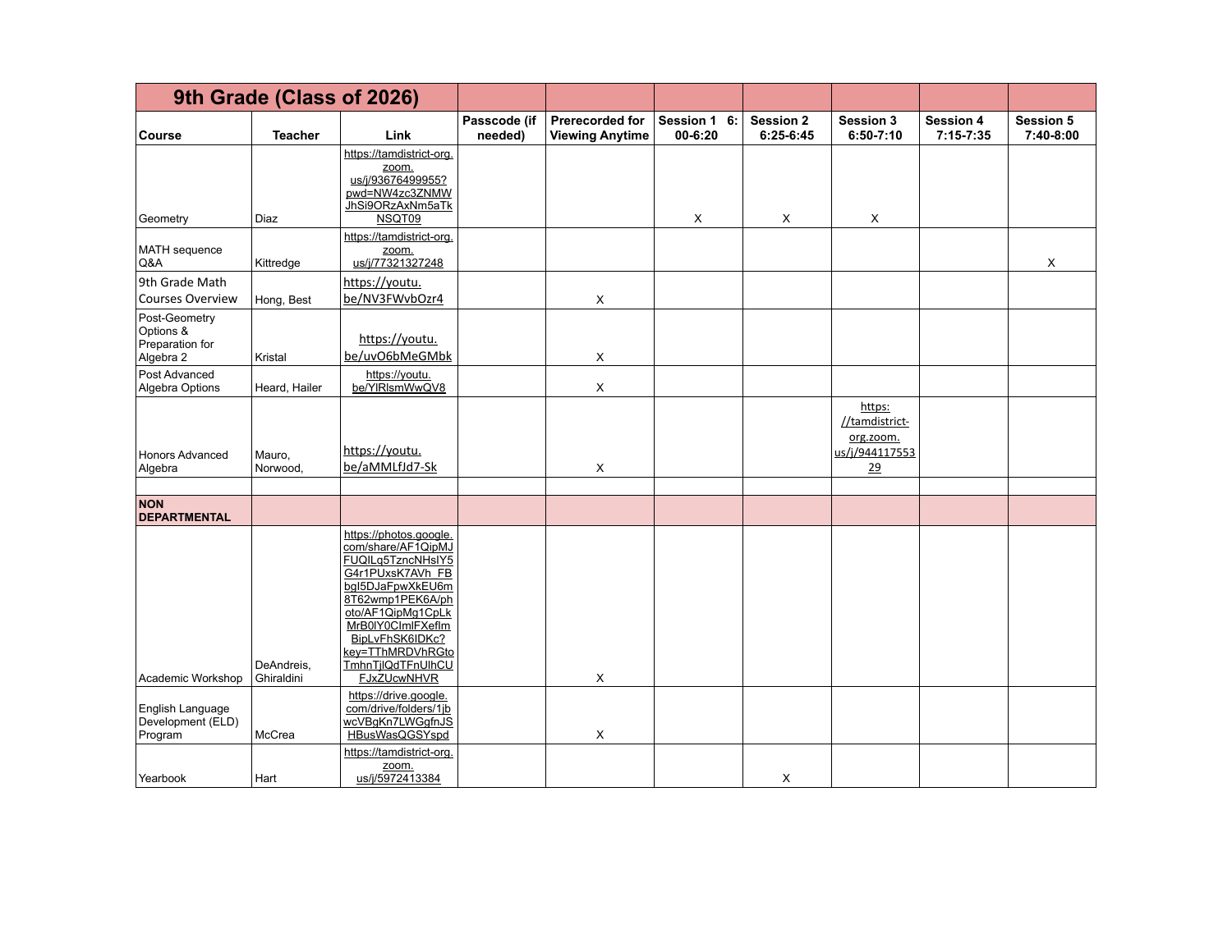| 9th Grade (Class of 2026) | | | | | | | | | |
|---|---|---|---|---|---|---|---|---|---|
| Course | Teacher | Link | Passcode (if needed) | Prerecorded for Viewing Anytime | Session 1 6:00-6:20 | Session 2 6:25-6:45 | Session 3 6:50-7:10 | Session 4 7:15-7:35 | Session 5 7:40-8:00 |
| Geometry | Diaz | https://tamdistrict-org.zoom.us/j/93676499955?pwd=NW4zc3ZNMWJhSi9ORzAxNm5aTkNSQT09 | | | X | X | X | | |
| MATH sequence Q&A | Kittredge | https://tamdistrict-org.zoom.us/j/77321327248 | | | | | | | X |
| 9th Grade Math Courses Overview | Hong, Best | https://youtu.be/NV3FWvbOzr4 | | X | | | | | |
| Post-Geometry Options & Preparation for Algebra 2 | Kristal | https://youtu.be/uvO6bMeGMbk | | X | | | | | |
| Post Advanced Algebra Options | Heard, Hailer | https://youtu.be/YlRlsmWwQV8 | | X | | | | | |
| Honors Advanced Algebra | Mauro, Norwood, | https://youtu.be/aMMLfJd7-Sk | | X | | | https://tamdistrict-org.zoom.us/j/94411755329 | | |
| | | | | | | | | | |
| NON DEPARTMENTAL | | | | | | | | | |
| Academic Workshop | DeAndreis, Ghiraldini | https://photos.google.com/share/AF1QipMJFUQILq5TzncNHslY5G4r1PUxsK7AVh_FBbgI5DJaFpwXkEU6m8T62wmp1PEK6A/photo/AF1QipMg1CpLkMrB0lY0CImlFXeflmBipLvFhSK6IDKc?key=TThMRDVhRGtoTmhnTjlQdTFnUlhCUFJxZUcwNHVR | | X | | | | | |
| English Language Development (ELD) Program | McCrea | https://drive.google.com/drive/folders/1jbwcVBgKn7LWGgfnJSHBusWasQGSYspd | | X | | | | | |
| Yearbook | Hart | https://tamdistrict-org.zoom.us/j/5972413384 | | | | X | | | |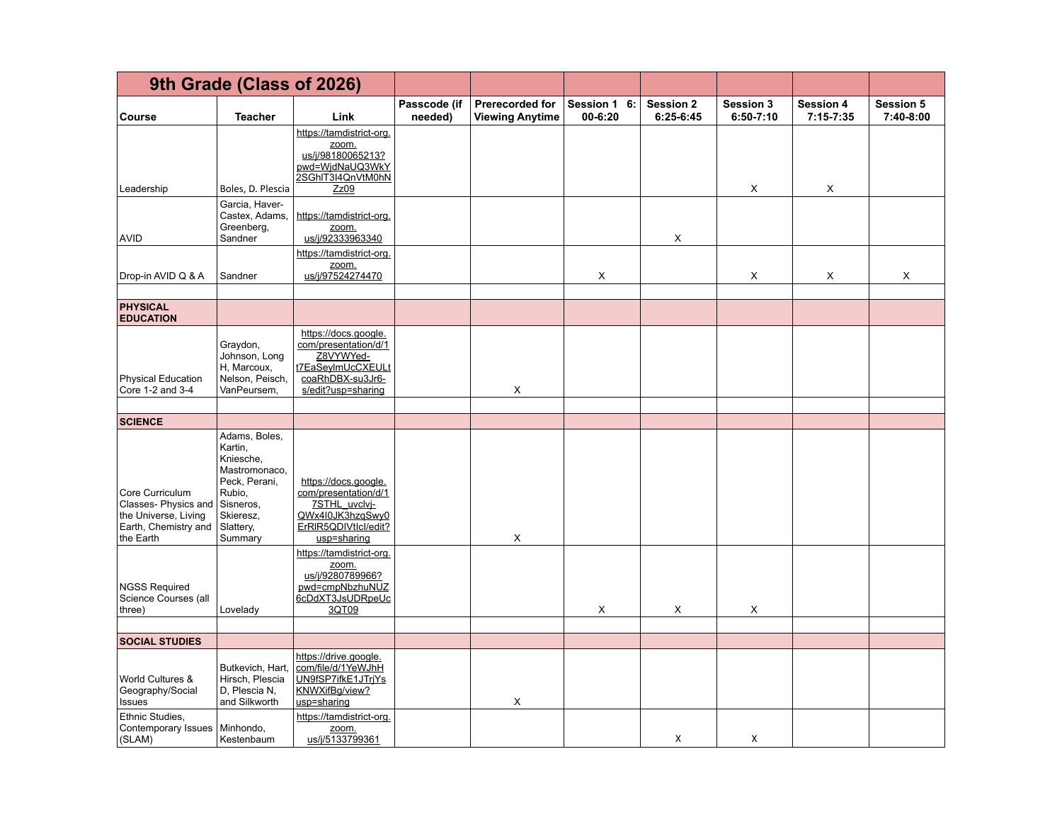| 9th Grade (Class of 2026) | | | | | | | | | |
|---|---|---|---|---|---|---|---|---|---|
| Course | Teacher | Link | Passcode (if needed) | Prerecorded for Viewing Anytime | Session 1 6:00-6:20 | Session 2 6:25-6:45 | Session 3 6:50-7:10 | Session 4 7:15-7:35 | Session 5 7:40-8:00 |
| Leadership | Boles, D. Plescia | https://tamdistrict-org.zoom.us/j/98180065213?pwd=WjdNaUQ3WkY2SGhlT3l4QnVtM0hNZz09 | | | | | X | X | |
| AVID | Garcia, Haver-Castex, Adams, Greenberg, Sandner | https://tamdistrict-org.zoom.us/j/92333963340 | | | | X | | | |
| Drop-in AVID Q & A | Sandner | https://tamdistrict-org.zoom.us/j/97524274470 | | | X | | X | X | X |
| | | | | | | | | | |
| **PHYSICAL EDUCATION** | | | | | | | | | |
| Physical Education Core 1-2 and 3-4 | Graydon, Johnson, Long H, Marcoux, Nelson, Peisch, VanPeursem, | https://docs.google.com/presentation/d/1Z8VYWYed-t7EaSeylmUcCXEULtcoaRhDBX-su3Jr6-s/edit?usp=sharing | | X | | | | | |
| | | | | | | | | | |
| **SCIENCE** | | | | | | | | | |
| Core Curriculum Classes- Physics and the Universe, Living Earth, Chemistry and the Earth | Adams, Boles, Kartin, Kniesche, Mastromonaco, Peck, Perani, Rubio, Sisneros, Skieresz, Slattery, Summary | https://docs.google.com/presentation/d/17STHL_uvclvj-QWx4l0JK3hzqSwy0ErRlR5QDIVtlcI/edit?usp=sharing | | X | | | | | |
| NGSS Required Science Courses (all three) | Lovelady | https://tamdistrict-org.zoom.us/j/9280789966?pwd=cmpNbzhuNUZ6cDdXT3JsUDRpeUc3QT09 | | | X | X | X | | |
| | | | | | | | | | |
| **SOCIAL STUDIES** | | | | | | | | | |
| World Cultures & Geography/Social Issues | Butkevich, Hart, Hirsch, Plescia D, Plescia N, and Silkworth | https://drive.google.com/file/d/1YeWJhHUN9fSP7ifkE1JTrjYsKNWXifBg/view?usp=sharing | | X | | | | | |
| Ethnic Studies, Contemporary Issues (SLAM) | Minhondo, Kestenbaum | https://tamdistrict-org.zoom.us/j/5133799361 | | | | X | X | | |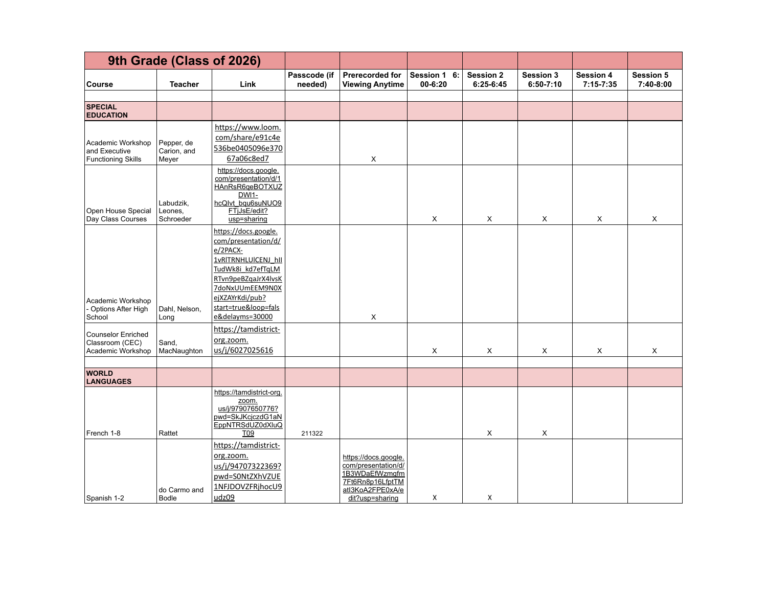| 9th Grade (Class of 2026) | | | | | | | | | |
|---|---|---|---|---|---|---|---|---|---|
| Course | Teacher | Link | Passcode (if needed) | Prerecorded for Viewing Anytime | Session 1 6:00-6:20 | Session 2 6:25-6:45 | Session 3 6:50-7:10 | Session 4 7:15-7:35 | Session 5 7:40-8:00 |
| | | | | | | | | | |
| **SPECIAL EDUCATION** | | | | | | | | | |
| Academic Workshop and Executive Functioning Skills | Pepper, de Carion, and Meyer | https://www.loom.com/share/e91c4e536be0405096e37067a06c8ed7 | | X | | | | | |
| Open House Special Day Class Courses | Labudzik, Leones, Schroeder | https://docs.google.com/presentation/d/1HAnRsR6qeBOTXUZDWI1-hcQIvt_bqu6suNUO9FTjJsE/edit?usp=sharing | | | X | X | X | X | X |
| Academic Workshop - Options After High School | Dahl, Nelson, Long | https://docs.google.com/presentation/d/e/2PACX-1vRlTRNHLUlCENJ_hIITudWk8i_kd7efTqLMRTvn9peBZqaJrX4lvsK7doNxUUmEEM9N0XejXZAYrKdi/pub?start=true&loop=false&delayms=30000 | | X | | | | | |
| Counselor Enriched Classroom (CEC) Academic Workshop | Sand, MacNaughton | https://tamdistrict-org.zoom.us/j/6027025616 | | | X | X | X | X | X |
| | | | | | | | | | |
| **WORLD LANGUAGES** | | | | | | | | | |
| French 1-8 | Rattet | https://tamdistrict-org.zoom.us/j/97907650776?pwd=SkJKcjczdG1aNEppNTRSdUZ0dXluQT09 | 211322 | | | X | X | | |
| Spanish 1-2 | do Carmo and Bodle | https://tamdistrict-org.zoom.us/j/94707322369?pwd=S0NtZXhVZUE1NFJDOVZFRjhocU9udz09 | | https://docs.google.com/presentation/d/1B3WDaEfWzmgfm7Ft6Rn8p16LfptTMatl3KoA2FPE0xA/edit?usp=sharing | X | X | | | |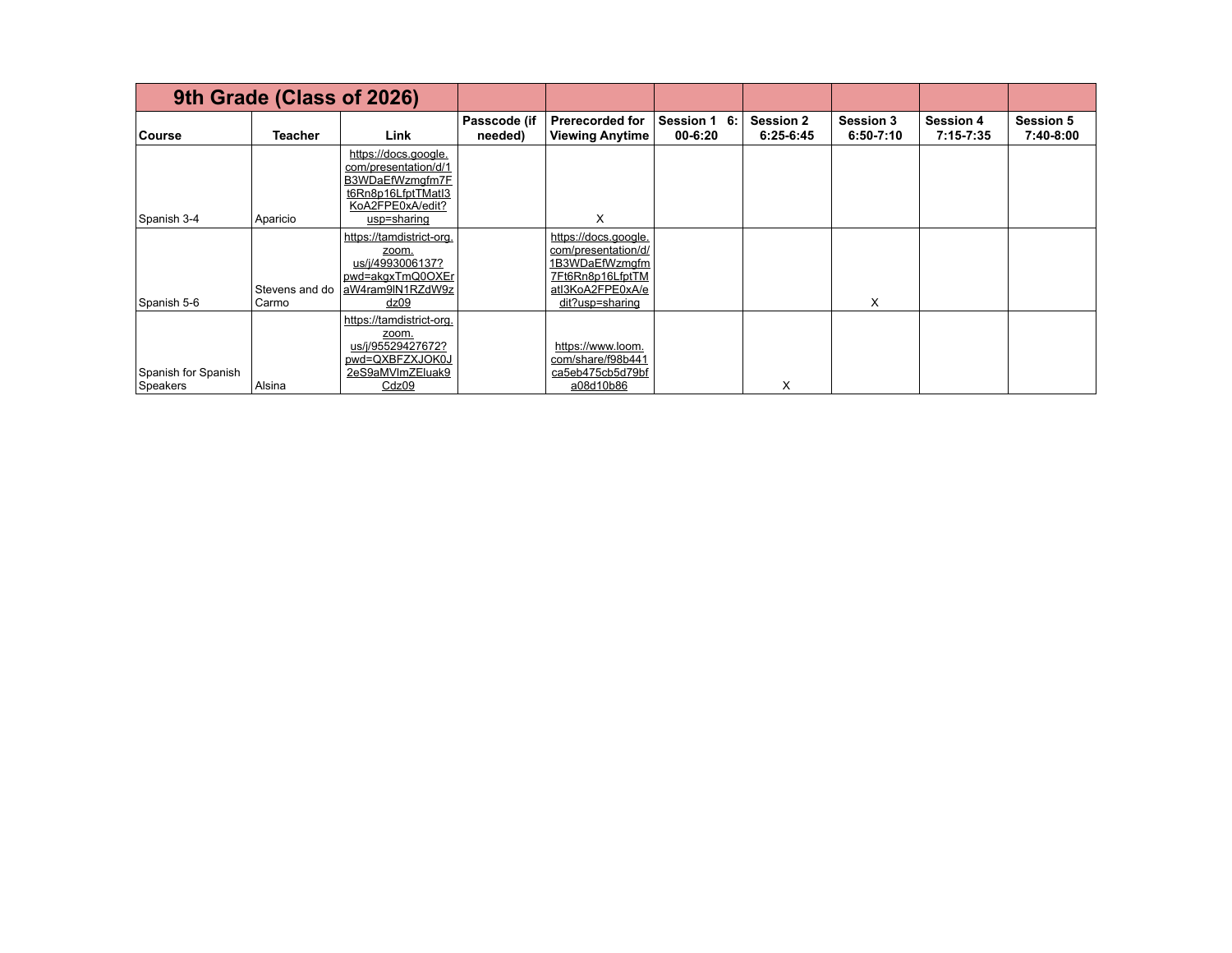| 9th Grade (Class of 2026) | | | | | | | | | |
|---|---|---|---|---|---|---|---|---|---|
| Course | Teacher | Link | Passcode (if needed) | Prerecorded for Viewing Anytime | Session 1 6:00-6:20 | Session 2 6:25-6:45 | Session 3 6:50-7:10 | Session 4 7:15-7:35 | Session 5 7:40-8:00 |
| Spanish 3-4 | Aparicio | https://docs.google.com/presentation/d/1B3WDaEfWzmgfm7Ft6Rn8p16LfptTMatI3KoA2FPE0xA/edit?usp=sharing | | X | | | | | |
| Spanish 5-6 | Stevens and do Carmo | https://tamdistrict-org.zoom.us/j/4993006137?pwd=akgxTmQ0OXEraW4ram9lN1RZdW9zdz09 | | https://docs.google.com/presentation/d/1B3WDaEfWzmgfm7Ft6Rn8p16LfptTMatI3KoA2FPE0xA/edit?usp=sharing | | | X | | |
| Spanish for Spanish Speakers | Alsina | https://tamdistrict-org.zoom.us/j/95529427672?pwd=QXBFZXJOK0J2eS9aMVlmZEluak9Cdz09 | | https://www.loom.com/share/f98b441ca5eb475cb5d79bfa08d10b86 | | X | | | |